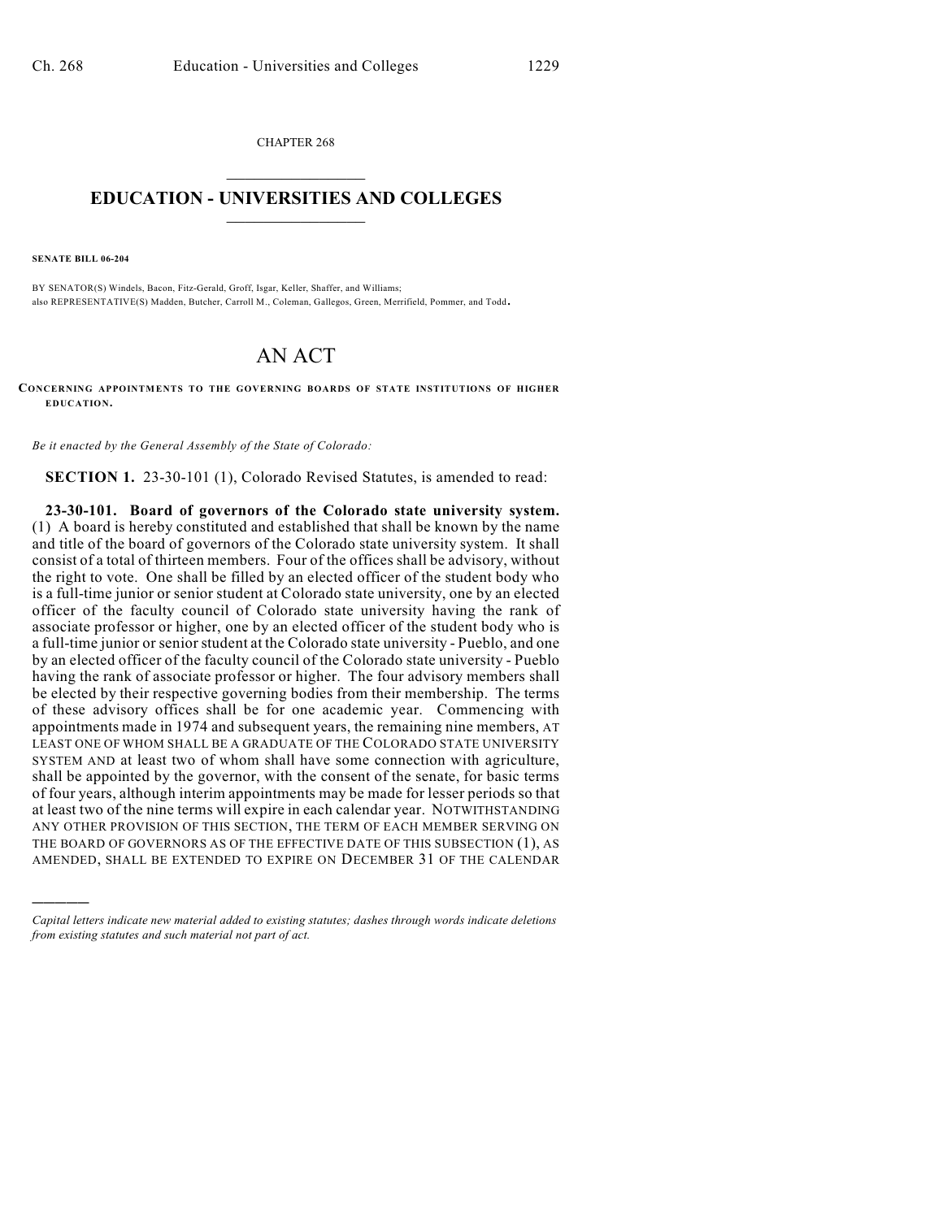CHAPTER 268

# EDUCATION - UNIVERSITIES AND COLLEGES

**SENATE BILL 06-204**

BY SENATOR(S) Windels, Bacon, Fitz-Gerald, Groff, Isgar, Keller, Shaffer, and Williams;
also REPRESENTATIVE(S) Madden, Butcher, Carroll M., Coleman, Gallegos, Green, Merrifield, Pommer, and Todd.

# AN ACT

**CONCERNING APPOINTMENTS TO THE GOVERNING BOARDS OF STATE INSTITUTIONS OF HIGHER EDUCATION.**

*Be it enacted by the General Assembly of the State of Colorado:*

**SECTION 1.** 23-30-101 (1), Colorado Revised Statutes, is amended to read:

**23-30-101. Board of governors of the Colorado state university system.** (1) A board is hereby constituted and established that shall be known by the name and title of the board of governors of the Colorado state university system. It shall consist of a total of thirteen members. Four of the offices shall be advisory, without the right to vote. One shall be filled by an elected officer of the student body who is a full-time junior or senior student at Colorado state university, one by an elected officer of the faculty council of Colorado state university having the rank of associate professor or higher, one by an elected officer of the student body who is a full-time junior or senior student at the Colorado state university - Pueblo, and one by an elected officer of the faculty council of the Colorado state university - Pueblo having the rank of associate professor or higher. The four advisory members shall be elected by their respective governing bodies from their membership. The terms of these advisory offices shall be for one academic year. Commencing with appointments made in 1974 and subsequent years, the remaining nine members, AT LEAST ONE OF WHOM SHALL BE A GRADUATE OF THE COLORADO STATE UNIVERSITY SYSTEM AND at least two of whom shall have some connection with agriculture, shall be appointed by the governor, with the consent of the senate, for basic terms of four years, although interim appointments may be made for lesser periods so that at least two of the nine terms will expire in each calendar year. NOTWITHSTANDING ANY OTHER PROVISION OF THIS SECTION, THE TERM OF EACH MEMBER SERVING ON THE BOARD OF GOVERNORS AS OF THE EFFECTIVE DATE OF THIS SUBSECTION (1), AS AMENDED, SHALL BE EXTENDED TO EXPIRE ON DECEMBER 31 OF THE CALENDAR

---

*Capital letters indicate new material added to existing statutes; dashes through words indicate deletions from existing statutes and such material not part of act.*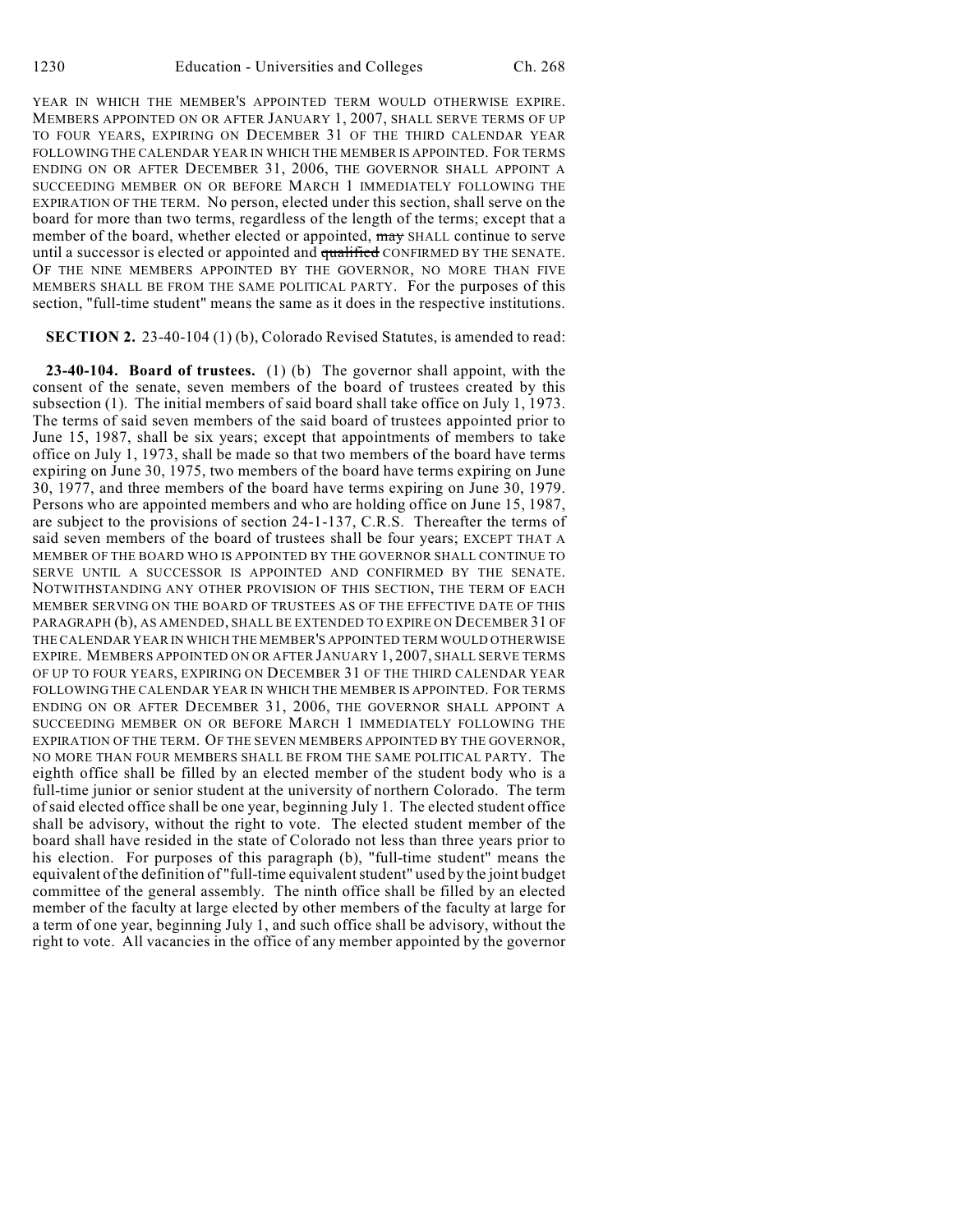YEAR IN WHICH THE MEMBER'S APPOINTED TERM WOULD OTHERWISE EXPIRE. MEMBERS APPOINTED ON OR AFTER JANUARY 1, 2007, SHALL SERVE TERMS OF UP TO FOUR YEARS, EXPIRING ON DECEMBER 31 OF THE THIRD CALENDAR YEAR FOLLOWING THE CALENDAR YEAR IN WHICH THE MEMBER IS APPOINTED. FOR TERMS ENDING ON OR AFTER DECEMBER 31, 2006, THE GOVERNOR SHALL APPOINT A SUCCEEDING MEMBER ON OR BEFORE MARCH 1 IMMEDIATELY FOLLOWING THE EXPIRATION OF THE TERM. No person, elected under this section, shall serve on the board for more than two terms, regardless of the length of the terms; except that a member of the board, whether elected or appointed, ~~may~~ SHALL continue to serve until a successor is elected or appointed and ~~qualified~~ CONFIRMED BY THE SENATE. OF THE NINE MEMBERS APPOINTED BY THE GOVERNOR, NO MORE THAN FIVE MEMBERS SHALL BE FROM THE SAME POLITICAL PARTY. For the purposes of this section, "full-time student" means the same as it does in the respective institutions.

**SECTION 2.** 23-40-104 (1) (b), Colorado Revised Statutes, is amended to read:

**23-40-104. Board of trustees.** (1) (b) The governor shall appoint, with the consent of the senate, seven members of the board of trustees created by this subsection (1). The initial members of said board shall take office on July 1, 1973. The terms of said seven members of the said board of trustees appointed prior to June 15, 1987, shall be six years; except that appointments of members to take office on July 1, 1973, shall be made so that two members of the board have terms expiring on June 30, 1975, two members of the board have terms expiring on June 30, 1977, and three members of the board have terms expiring on June 30, 1979. Persons who are appointed members and who are holding office on June 15, 1987, are subject to the provisions of section 24-1-137, C.R.S. Thereafter the terms of said seven members of the board of trustees shall be four years; EXCEPT THAT A MEMBER OF THE BOARD WHO IS APPOINTED BY THE GOVERNOR SHALL CONTINUE TO SERVE UNTIL A SUCCESSOR IS APPOINTED AND CONFIRMED BY THE SENATE. NOTWITHSTANDING ANY OTHER PROVISION OF THIS SECTION, THE TERM OF EACH MEMBER SERVING ON THE BOARD OF TRUSTEES AS OF THE EFFECTIVE DATE OF THIS PARAGRAPH (b), AS AMENDED, SHALL BE EXTENDED TO EXPIRE ON DECEMBER 31 OF THE CALENDAR YEAR IN WHICH THE MEMBER'S APPOINTED TERM WOULD OTHERWISE EXPIRE. MEMBERS APPOINTED ON OR AFTER JANUARY 1, 2007, SHALL SERVE TERMS OF UP TO FOUR YEARS, EXPIRING ON DECEMBER 31 OF THE THIRD CALENDAR YEAR FOLLOWING THE CALENDAR YEAR IN WHICH THE MEMBER IS APPOINTED. FOR TERMS ENDING ON OR AFTER DECEMBER 31, 2006, THE GOVERNOR SHALL APPOINT A SUCCEEDING MEMBER ON OR BEFORE MARCH 1 IMMEDIATELY FOLLOWING THE EXPIRATION OF THE TERM. OF THE SEVEN MEMBERS APPOINTED BY THE GOVERNOR, NO MORE THAN FOUR MEMBERS SHALL BE FROM THE SAME POLITICAL PARTY. The eighth office shall be filled by an elected member of the student body who is a full-time junior or senior student at the university of northern Colorado. The term of said elected office shall be one year, beginning July 1. The elected student office shall be advisory, without the right to vote. The elected student member of the board shall have resided in the state of Colorado not less than three years prior to his election. For purposes of this paragraph (b), "full-time student" means the equivalent of the definition of "full-time equivalent student" used by the joint budget committee of the general assembly. The ninth office shall be filled by an elected member of the faculty at large elected by other members of the faculty at large for a term of one year, beginning July 1, and such office shall be advisory, without the right to vote. All vacancies in the office of any member appointed by the governor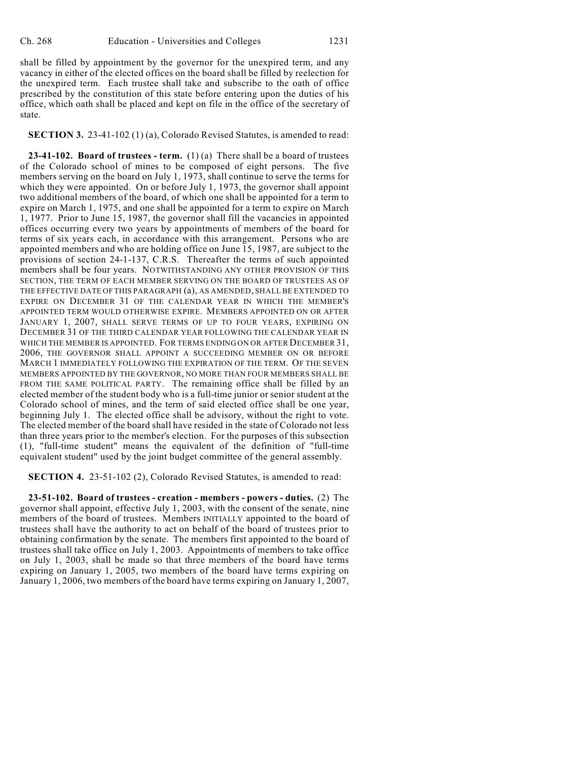shall be filled by appointment by the governor for the unexpired term, and any vacancy in either of the elected offices on the board shall be filled by reelection for the unexpired term. Each trustee shall take and subscribe to the oath of office prescribed by the constitution of this state before entering upon the duties of his office, which oath shall be placed and kept on file in the office of the secretary of state.

**SECTION 3.** 23-41-102 (1) (a), Colorado Revised Statutes, is amended to read:

**23-41-102. Board of trustees - term.** (1) (a) There shall be a board of trustees of the Colorado school of mines to be composed of eight persons. The five members serving on the board on July 1, 1973, shall continue to serve the terms for which they were appointed. On or before July 1, 1973, the governor shall appoint two additional members of the board, of which one shall be appointed for a term to expire on March 1, 1975, and one shall be appointed for a term to expire on March 1, 1977. Prior to June 15, 1987, the governor shall fill the vacancies in appointed offices occurring every two years by appointments of members of the board for terms of six years each, in accordance with this arrangement. Persons who are appointed members and who are holding office on June 15, 1987, are subject to the provisions of section 24-1-137, C.R.S. Thereafter the terms of such appointed members shall be four years. NOTWITHSTANDING ANY OTHER PROVISION OF THIS SECTION, THE TERM OF EACH MEMBER SERVING ON THE BOARD OF TRUSTEES AS OF THE EFFECTIVE DATE OF THIS PARAGRAPH (a), AS AMENDED, SHALL BE EXTENDED TO EXPIRE ON DECEMBER 31 OF THE CALENDAR YEAR IN WHICH THE MEMBER'S APPOINTED TERM WOULD OTHERWISE EXPIRE. MEMBERS APPOINTED ON OR AFTER JANUARY 1, 2007, SHALL SERVE TERMS OF UP TO FOUR YEARS, EXPIRING ON DECEMBER 31 OF THE THIRD CALENDAR YEAR FOLLOWING THE CALENDAR YEAR IN WHICH THE MEMBER IS APPOINTED. FOR TERMS ENDING ON OR AFTER DECEMBER 31, 2006, THE GOVERNOR SHALL APPOINT A SUCCEEDING MEMBER ON OR BEFORE MARCH 1 IMMEDIATELY FOLLOWING THE EXPIRATION OF THE TERM. OF THE SEVEN MEMBERS APPOINTED BY THE GOVERNOR, NO MORE THAN FOUR MEMBERS SHALL BE FROM THE SAME POLITICAL PARTY. The remaining office shall be filled by an elected member of the student body who is a full-time junior or senior student at the Colorado school of mines, and the term of said elected office shall be one year, beginning July 1. The elected office shall be advisory, without the right to vote. The elected member of the board shall have resided in the state of Colorado not less than three years prior to the member's election. For the purposes of this subsection (1), "full-time student" means the equivalent of the definition of "full-time equivalent student" used by the joint budget committee of the general assembly.

**SECTION 4.** 23-51-102 (2), Colorado Revised Statutes, is amended to read:

**23-51-102. Board of trustees - creation - members - powers - duties.** (2) The governor shall appoint, effective July 1, 2003, with the consent of the senate, nine members of the board of trustees. Members INITIALLY appointed to the board of trustees shall have the authority to act on behalf of the board of trustees prior to obtaining confirmation by the senate. The members first appointed to the board of trustees shall take office on July 1, 2003. Appointments of members to take office on July 1, 2003, shall be made so that three members of the board have terms expiring on January 1, 2005, two members of the board have terms expiring on January 1, 2006, two members of the board have terms expiring on January 1, 2007,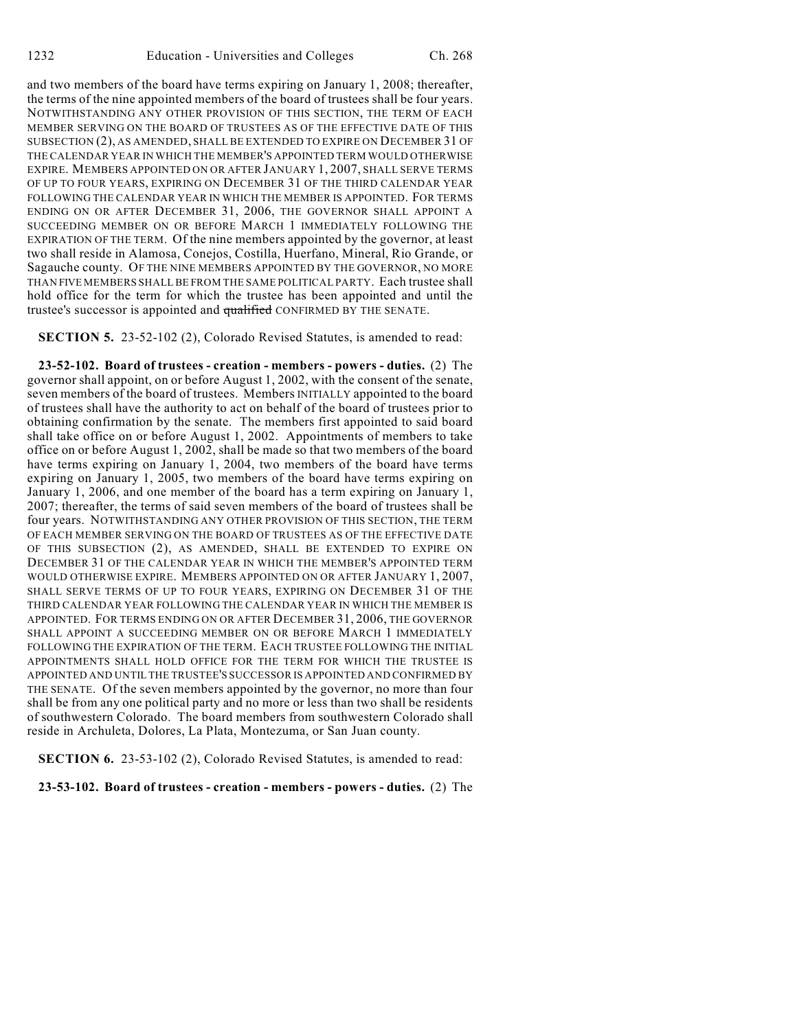and two members of the board have terms expiring on January 1, 2008; thereafter, the terms of the nine appointed members of the board of trustees shall be four years. NOTWITHSTANDING ANY OTHER PROVISION OF THIS SECTION, THE TERM OF EACH MEMBER SERVING ON THE BOARD OF TRUSTEES AS OF THE EFFECTIVE DATE OF THIS SUBSECTION (2), AS AMENDED, SHALL BE EXTENDED TO EXPIRE ON DECEMBER 31 OF THE CALENDAR YEAR IN WHICH THE MEMBER'S APPOINTED TERM WOULD OTHERWISE EXPIRE. MEMBERS APPOINTED ON OR AFTER JANUARY 1, 2007, SHALL SERVE TERMS OF UP TO FOUR YEARS, EXPIRING ON DECEMBER 31 OF THE THIRD CALENDAR YEAR FOLLOWING THE CALENDAR YEAR IN WHICH THE MEMBER IS APPOINTED. FOR TERMS ENDING ON OR AFTER DECEMBER 31, 2006, THE GOVERNOR SHALL APPOINT A SUCCEEDING MEMBER ON OR BEFORE MARCH 1 IMMEDIATELY FOLLOWING THE EXPIRATION OF THE TERM. Of the nine members appointed by the governor, at least two shall reside in Alamosa, Conejos, Costilla, Huerfano, Mineral, Rio Grande, or Sagauche county. OF THE NINE MEMBERS APPOINTED BY THE GOVERNOR, NO MORE THAN FIVE MEMBERS SHALL BE FROM THE SAME POLITICAL PARTY. Each trustee shall hold office for the term for which the trustee has been appointed and until the trustee's successor is appointed and ~~qualified~~ CONFIRMED BY THE SENATE.

**SECTION 5.** 23-52-102 (2), Colorado Revised Statutes, is amended to read:

**23-52-102. Board of trustees - creation - members - powers - duties.** (2) The governor shall appoint, on or before August 1, 2002, with the consent of the senate, seven members of the board of trustees. Members INITIALLY appointed to the board of trustees shall have the authority to act on behalf of the board of trustees prior to obtaining confirmation by the senate. The members first appointed to said board shall take office on or before August 1, 2002. Appointments of members to take office on or before August 1, 2002, shall be made so that two members of the board have terms expiring on January 1, 2004, two members of the board have terms expiring on January 1, 2005, two members of the board have terms expiring on January 1, 2006, and one member of the board has a term expiring on January 1, 2007; thereafter, the terms of said seven members of the board of trustees shall be four years. NOTWITHSTANDING ANY OTHER PROVISION OF THIS SECTION, THE TERM OF EACH MEMBER SERVING ON THE BOARD OF TRUSTEES AS OF THE EFFECTIVE DATE OF THIS SUBSECTION (2), AS AMENDED, SHALL BE EXTENDED TO EXPIRE ON DECEMBER 31 OF THE CALENDAR YEAR IN WHICH THE MEMBER'S APPOINTED TERM WOULD OTHERWISE EXPIRE. MEMBERS APPOINTED ON OR AFTER JANUARY 1, 2007, SHALL SERVE TERMS OF UP TO FOUR YEARS, EXPIRING ON DECEMBER 31 OF THE THIRD CALENDAR YEAR FOLLOWING THE CALENDAR YEAR IN WHICH THE MEMBER IS APPOINTED. FOR TERMS ENDING ON OR AFTER DECEMBER 31, 2006, THE GOVERNOR SHALL APPOINT A SUCCEEDING MEMBER ON OR BEFORE MARCH 1 IMMEDIATELY FOLLOWING THE EXPIRATION OF THE TERM. EACH TRUSTEE FOLLOWING THE INITIAL APPOINTMENTS SHALL HOLD OFFICE FOR THE TERM FOR WHICH THE TRUSTEE IS APPOINTED AND UNTIL THE TRUSTEE'S SUCCESSOR IS APPOINTED AND CONFIRMED BY THE SENATE. Of the seven members appointed by the governor, no more than four shall be from any one political party and no more or less than two shall be residents of southwestern Colorado. The board members from southwestern Colorado shall reside in Archuleta, Dolores, La Plata, Montezuma, or San Juan county.

**SECTION 6.** 23-53-102 (2), Colorado Revised Statutes, is amended to read:

**23-53-102. Board of trustees - creation - members - powers - duties.** (2) The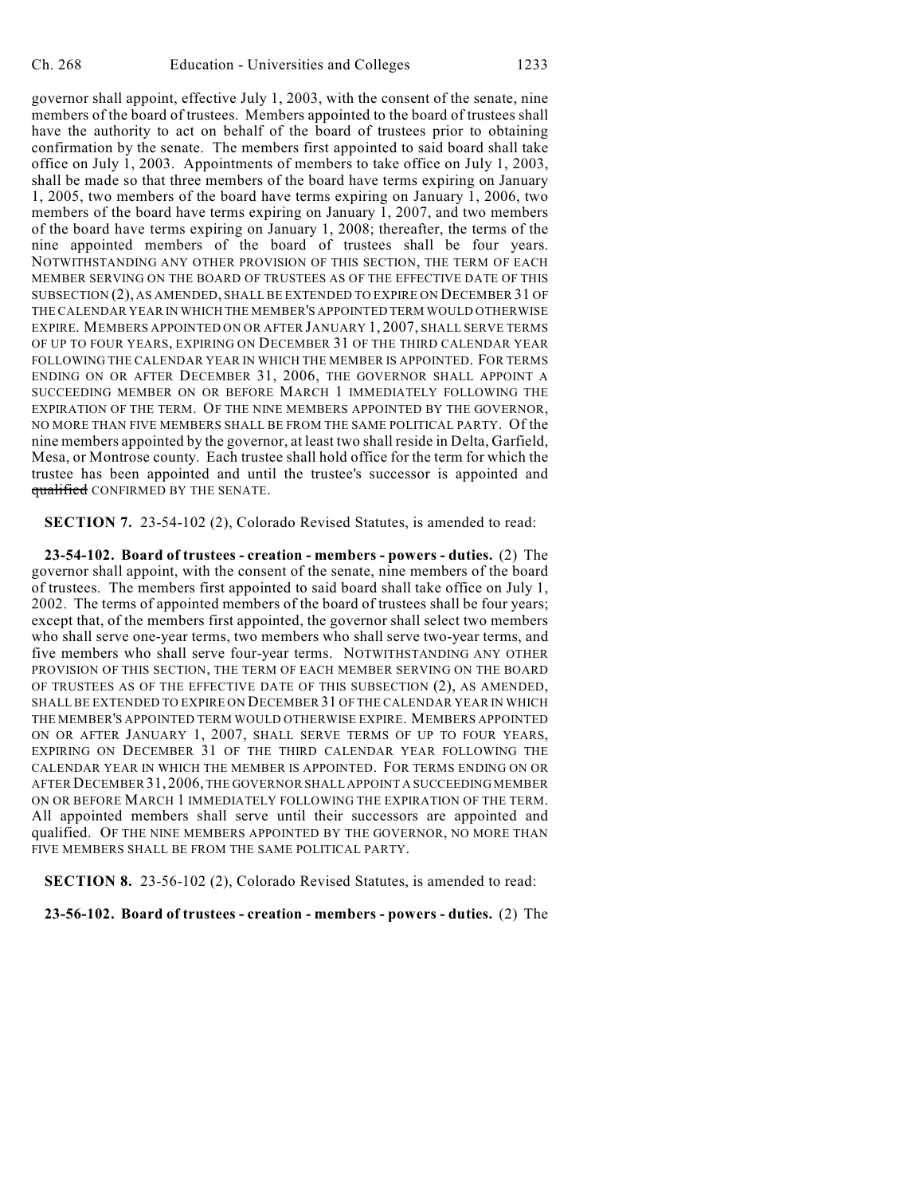governor shall appoint, effective July 1, 2003, with the consent of the senate, nine members of the board of trustees. Members appointed to the board of trustees shall have the authority to act on behalf of the board of trustees prior to obtaining confirmation by the senate. The members first appointed to said board shall take office on July 1, 2003. Appointments of members to take office on July 1, 2003, shall be made so that three members of the board have terms expiring on January 1, 2005, two members of the board have terms expiring on January 1, 2006, two members of the board have terms expiring on January 1, 2007, and two members of the board have terms expiring on January 1, 2008; thereafter, the terms of the nine appointed members of the board of trustees shall be four years. NOTWITHSTANDING ANY OTHER PROVISION OF THIS SECTION, THE TERM OF EACH MEMBER SERVING ON THE BOARD OF TRUSTEES AS OF THE EFFECTIVE DATE OF THIS SUBSECTION (2), AS AMENDED, SHALL BE EXTENDED TO EXPIRE ON DECEMBER 31 OF THE CALENDAR YEAR IN WHICH THE MEMBER'S APPOINTED TERM WOULD OTHERWISE EXPIRE. MEMBERS APPOINTED ON OR AFTER JANUARY 1, 2007, SHALL SERVE TERMS OF UP TO FOUR YEARS, EXPIRING ON DECEMBER 31 OF THE THIRD CALENDAR YEAR FOLLOWING THE CALENDAR YEAR IN WHICH THE MEMBER IS APPOINTED. FOR TERMS ENDING ON OR AFTER DECEMBER 31, 2006, THE GOVERNOR SHALL APPOINT A SUCCEEDING MEMBER ON OR BEFORE MARCH 1 IMMEDIATELY FOLLOWING THE EXPIRATION OF THE TERM. OF THE NINE MEMBERS APPOINTED BY THE GOVERNOR, NO MORE THAN FIVE MEMBERS SHALL BE FROM THE SAME POLITICAL PARTY. Of the nine members appointed by the governor, at least two shall reside in Delta, Garfield, Mesa, or Montrose county. Each trustee shall hold office for the term for which the trustee has been appointed and until the trustee's successor is appointed and ~~qualified~~ CONFIRMED BY THE SENATE.

**SECTION 7.** 23-54-102 (2), Colorado Revised Statutes, is amended to read:

**23-54-102. Board of trustees - creation - members - powers - duties.** (2) The governor shall appoint, with the consent of the senate, nine members of the board of trustees. The members first appointed to said board shall take office on July 1, 2002. The terms of appointed members of the board of trustees shall be four years; except that, of the members first appointed, the governor shall select two members who shall serve one-year terms, two members who shall serve two-year terms, and five members who shall serve four-year terms. NOTWITHSTANDING ANY OTHER PROVISION OF THIS SECTION, THE TERM OF EACH MEMBER SERVING ON THE BOARD OF TRUSTEES AS OF THE EFFECTIVE DATE OF THIS SUBSECTION (2), AS AMENDED, SHALL BE EXTENDED TO EXPIRE ON DECEMBER 31 OF THE CALENDAR YEAR IN WHICH THE MEMBER'S APPOINTED TERM WOULD OTHERWISE EXPIRE. MEMBERS APPOINTED ON OR AFTER JANUARY 1, 2007, SHALL SERVE TERMS OF UP TO FOUR YEARS, EXPIRING ON DECEMBER 31 OF THE THIRD CALENDAR YEAR FOLLOWING THE CALENDAR YEAR IN WHICH THE MEMBER IS APPOINTED. FOR TERMS ENDING ON OR AFTER DECEMBER 31, 2006, THE GOVERNOR SHALL APPOINT A SUCCEEDING MEMBER ON OR BEFORE MARCH 1 IMMEDIATELY FOLLOWING THE EXPIRATION OF THE TERM. All appointed members shall serve until their successors are appointed and qualified. OF THE NINE MEMBERS APPOINTED BY THE GOVERNOR, NO MORE THAN FIVE MEMBERS SHALL BE FROM THE SAME POLITICAL PARTY.

**SECTION 8.** 23-56-102 (2), Colorado Revised Statutes, is amended to read:

**23-56-102. Board of trustees - creation - members - powers - duties.** (2) The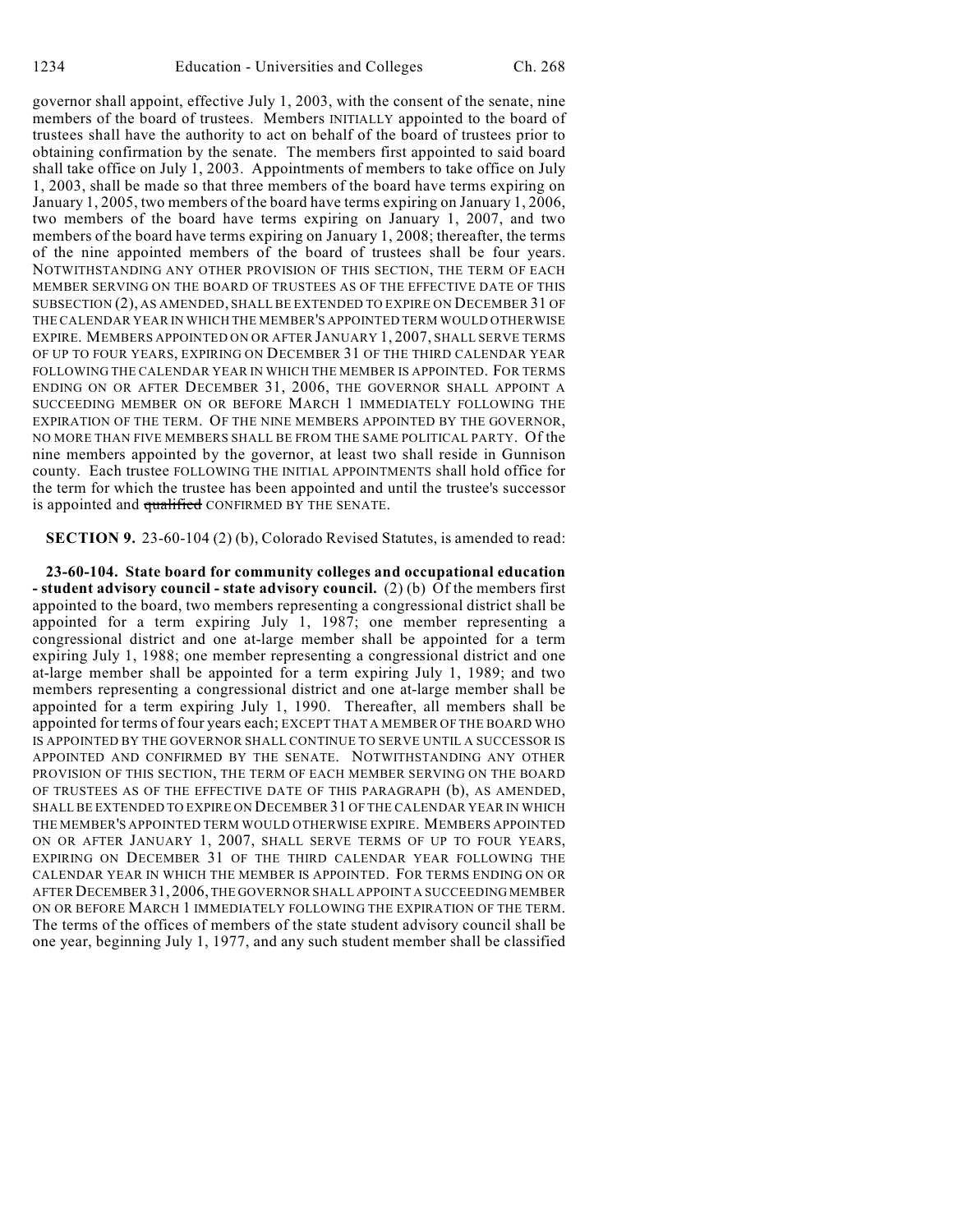governor shall appoint, effective July 1, 2003, with the consent of the senate, nine members of the board of trustees. Members INITIALLY appointed to the board of trustees shall have the authority to act on behalf of the board of trustees prior to obtaining confirmation by the senate. The members first appointed to said board shall take office on July 1, 2003. Appointments of members to take office on July 1, 2003, shall be made so that three members of the board have terms expiring on January 1, 2005, two members of the board have terms expiring on January 1, 2006, two members of the board have terms expiring on January 1, 2007, and two members of the board have terms expiring on January 1, 2008; thereafter, the terms of the nine appointed members of the board of trustees shall be four years. NOTWITHSTANDING ANY OTHER PROVISION OF THIS SECTION, THE TERM OF EACH MEMBER SERVING ON THE BOARD OF TRUSTEES AS OF THE EFFECTIVE DATE OF THIS SUBSECTION (2), AS AMENDED, SHALL BE EXTENDED TO EXPIRE ON DECEMBER 31 OF THE CALENDAR YEAR IN WHICH THE MEMBER'S APPOINTED TERM WOULD OTHERWISE EXPIRE. MEMBERS APPOINTED ON OR AFTER JANUARY 1, 2007, SHALL SERVE TERMS OF UP TO FOUR YEARS, EXPIRING ON DECEMBER 31 OF THE THIRD CALENDAR YEAR FOLLOWING THE CALENDAR YEAR IN WHICH THE MEMBER IS APPOINTED. FOR TERMS ENDING ON OR AFTER DECEMBER 31, 2006, THE GOVERNOR SHALL APPOINT A SUCCEEDING MEMBER ON OR BEFORE MARCH 1 IMMEDIATELY FOLLOWING THE EXPIRATION OF THE TERM. OF THE NINE MEMBERS APPOINTED BY THE GOVERNOR, NO MORE THAN FIVE MEMBERS SHALL BE FROM THE SAME POLITICAL PARTY. Of the nine members appointed by the governor, at least two shall reside in Gunnison county. Each trustee FOLLOWING THE INITIAL APPOINTMENTS shall hold office for the term for which the trustee has been appointed and until the trustee's successor is appointed and ~~qualified~~ CONFIRMED BY THE SENATE.

**SECTION 9.** 23-60-104 (2) (b), Colorado Revised Statutes, is amended to read:

**23-60-104. State board for community colleges and occupational education - student advisory council - state advisory council.** (2) (b) Of the members first appointed to the board, two members representing a congressional district shall be appointed for a term expiring July 1, 1987; one member representing a congressional district and one at-large member shall be appointed for a term expiring July 1, 1988; one member representing a congressional district and one at-large member shall be appointed for a term expiring July 1, 1989; and two members representing a congressional district and one at-large member shall be appointed for a term expiring July 1, 1990. Thereafter, all members shall be appointed for terms of four years each; EXCEPT THAT A MEMBER OF THE BOARD WHO IS APPOINTED BY THE GOVERNOR SHALL CONTINUE TO SERVE UNTIL A SUCCESSOR IS APPOINTED AND CONFIRMED BY THE SENATE. NOTWITHSTANDING ANY OTHER PROVISION OF THIS SECTION, THE TERM OF EACH MEMBER SERVING ON THE BOARD OF TRUSTEES AS OF THE EFFECTIVE DATE OF THIS PARAGRAPH (b), AS AMENDED, SHALL BE EXTENDED TO EXPIRE ON DECEMBER 31 OF THE CALENDAR YEAR IN WHICH THE MEMBER'S APPOINTED TERM WOULD OTHERWISE EXPIRE. MEMBERS APPOINTED ON OR AFTER JANUARY 1, 2007, SHALL SERVE TERMS OF UP TO FOUR YEARS, EXPIRING ON DECEMBER 31 OF THE THIRD CALENDAR YEAR FOLLOWING THE CALENDAR YEAR IN WHICH THE MEMBER IS APPOINTED. FOR TERMS ENDING ON OR AFTER DECEMBER 31, 2006, THE GOVERNOR SHALL APPOINT A SUCCEEDING MEMBER ON OR BEFORE MARCH 1 IMMEDIATELY FOLLOWING THE EXPIRATION OF THE TERM. The terms of the offices of members of the state student advisory council shall be one year, beginning July 1, 1977, and any such student member shall be classified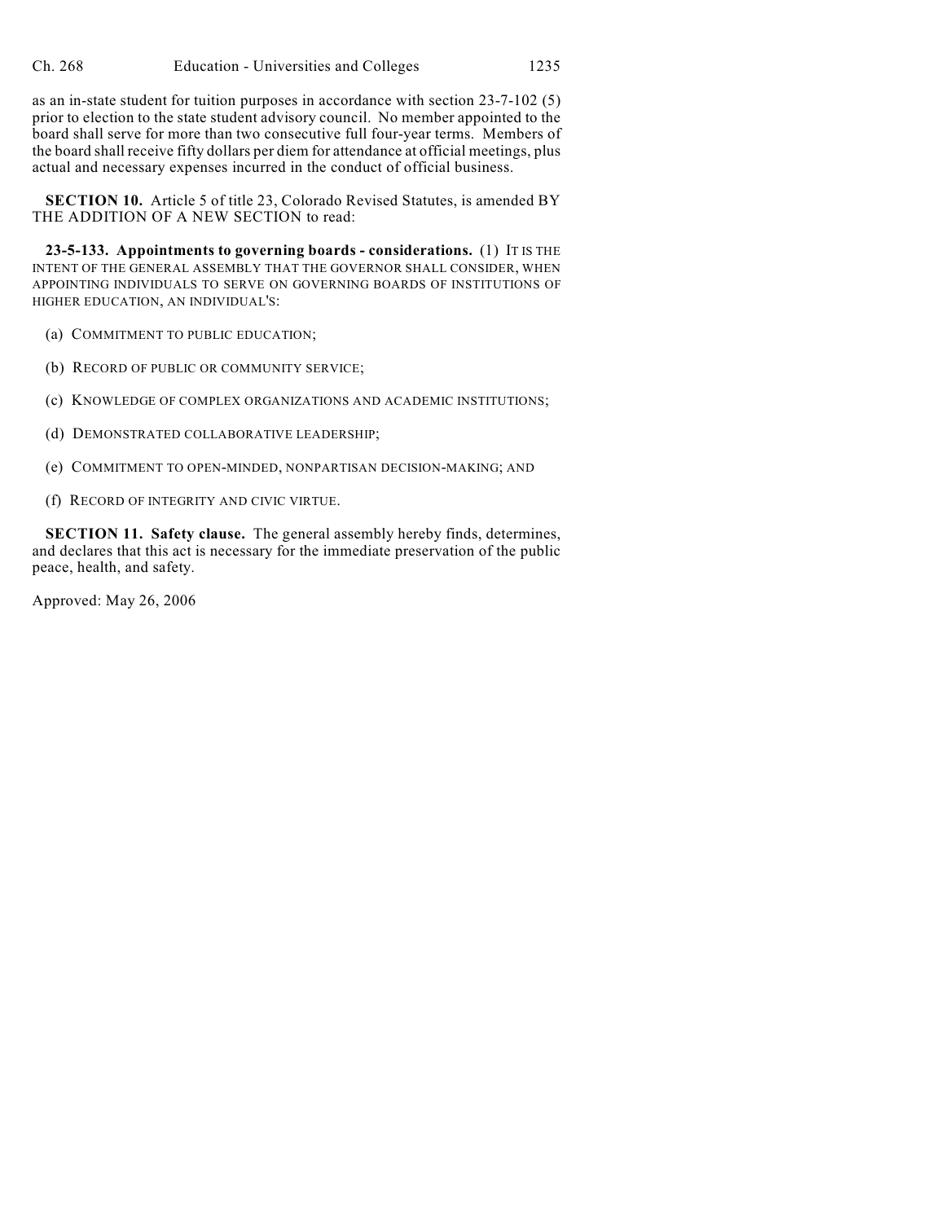as an in-state student for tuition purposes in accordance with section 23-7-102 (5) prior to election to the state student advisory council. No member appointed to the board shall serve for more than two consecutive full four-year terms. Members of the board shall receive fifty dollars per diem for attendance at official meetings, plus actual and necessary expenses incurred in the conduct of official business.

**SECTION 10.** Article 5 of title 23, Colorado Revised Statutes, is amended BY THE ADDITION OF A NEW SECTION to read:

**23-5-133. Appointments to governing boards - considerations.** (1) IT IS THE INTENT OF THE GENERAL ASSEMBLY THAT THE GOVERNOR SHALL CONSIDER, WHEN APPOINTING INDIVIDUALS TO SERVE ON GOVERNING BOARDS OF INSTITUTIONS OF HIGHER EDUCATION, AN INDIVIDUAL'S:

(a) COMMITMENT TO PUBLIC EDUCATION;

(b) RECORD OF PUBLIC OR COMMUNITY SERVICE;

(c) KNOWLEDGE OF COMPLEX ORGANIZATIONS AND ACADEMIC INSTITUTIONS;

(d) DEMONSTRATED COLLABORATIVE LEADERSHIP;

(e) COMMITMENT TO OPEN-MINDED, NONPARTISAN DECISION-MAKING; AND

(f) RECORD OF INTEGRITY AND CIVIC VIRTUE.

**SECTION 11. Safety clause.** The general assembly hereby finds, determines, and declares that this act is necessary for the immediate preservation of the public peace, health, and safety.

Approved: May 26, 2006